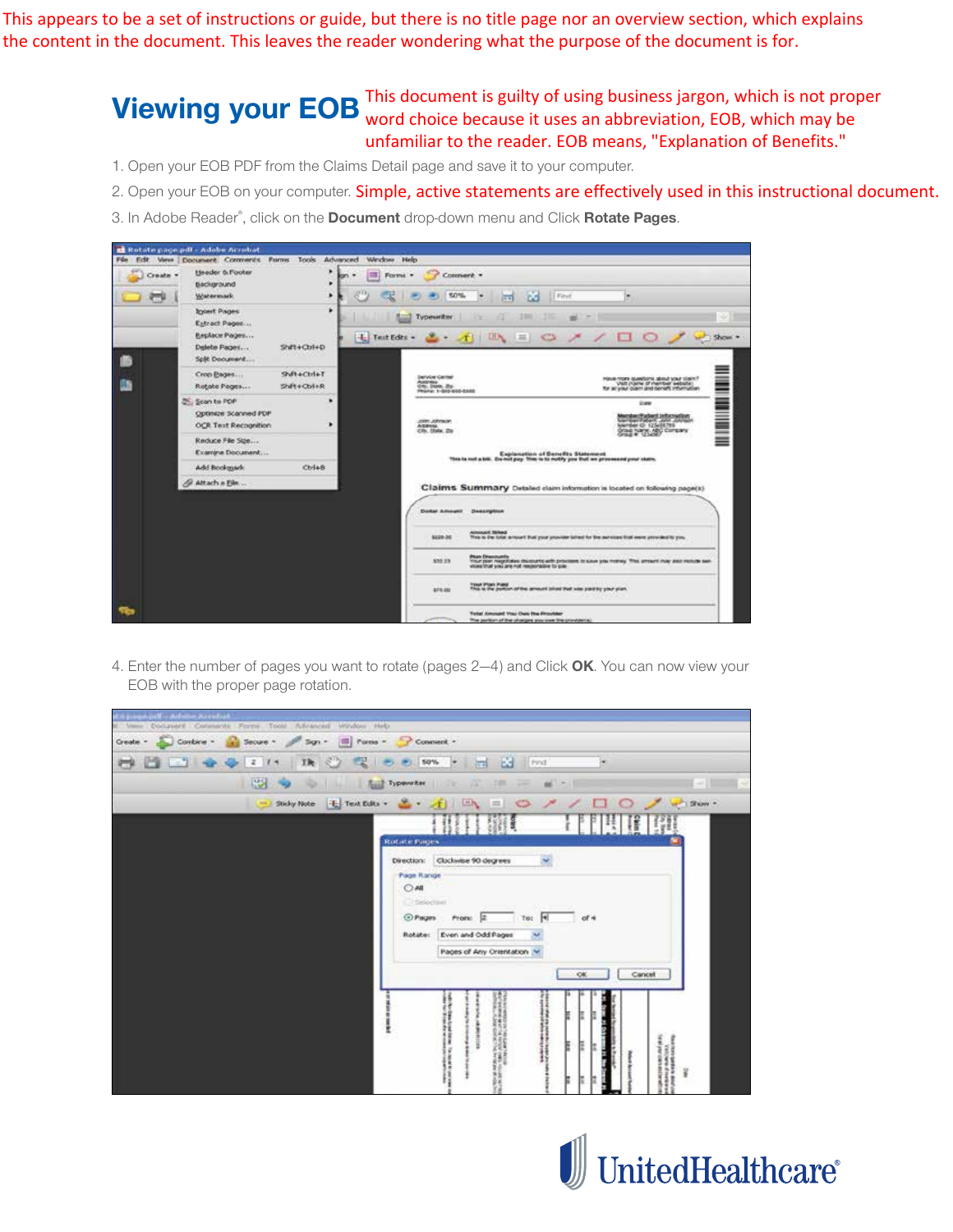This appears to be a set of instructions or guide, but there is no title page nor an overview section, which explains the content in the document. This leaves the reader wondering what the purpose of the document is for.

# Viewing your EOB

This document is guilty of using business jargon, which is not proper word choice because it uses an abbreviation, EOB, which may be unfamiliar to the reader. EOB means, "Explanation of Benefits."

1. Open your EOB PDF from the Claims Detail page and save it to your computer.
2. Open your EOB on your computer. Simple, active statements are effectively used in this instructional document.
3. In Adobe Reader®, click on the **Document** drop-down menu and Click **Rotate Pages**.

4. Enter the number of pages you want to rotate (pages 2—4) and Click **OK**. You can now view your EOB with the proper page rotation.

UnitedHealthcare®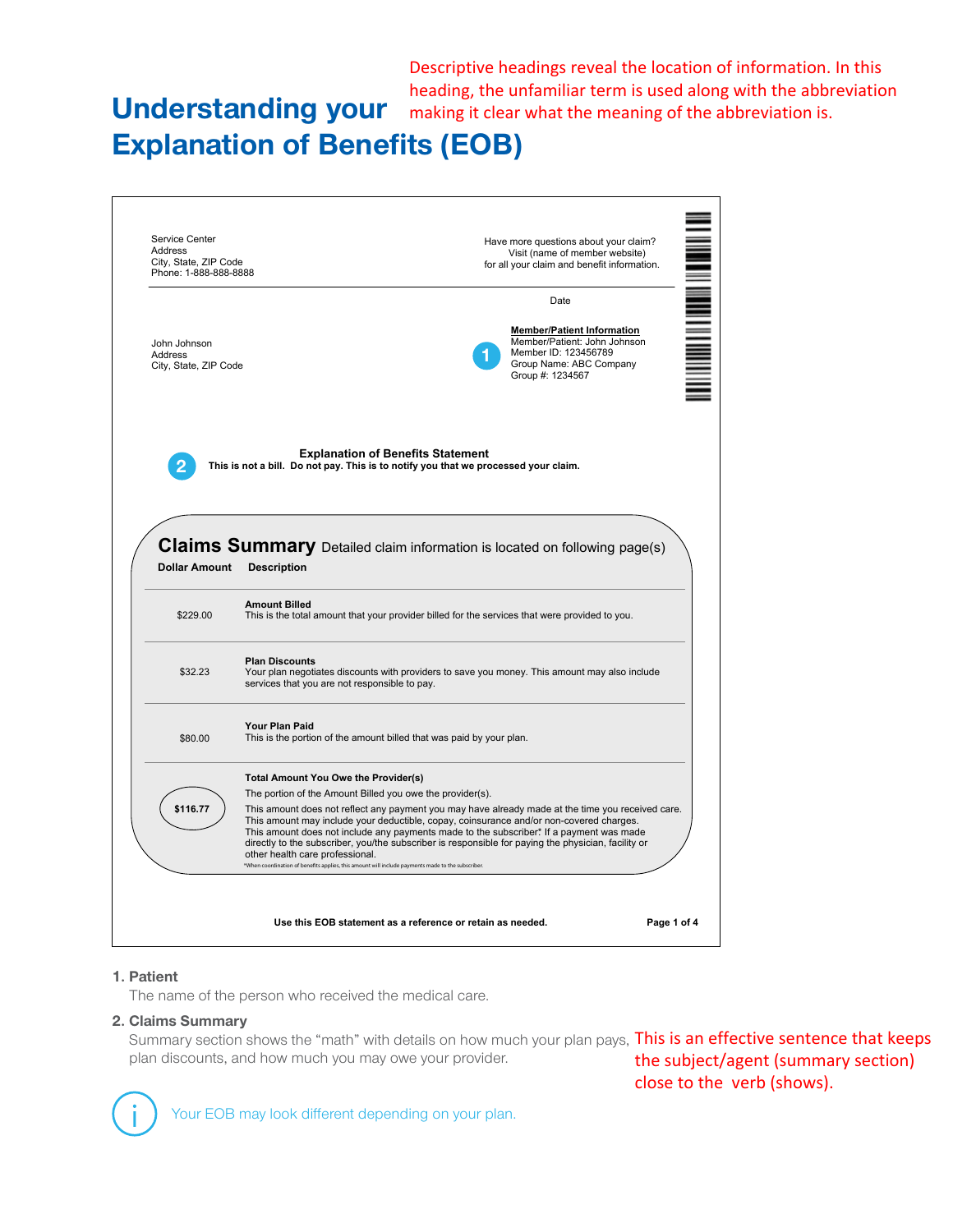# Understanding your Explanation of Benefits (EOB)

Descriptive headings reveal the location of information. In this heading, the unfamiliar term is used along with the abbreviation making it clear what the meaning of the abbreviation is.

Service Center
Address
City, State, ZIP Code
Phone: 1-888-888-8888

Have more questions about your claim?
Visit (name of member website)
for all your claim and benefit information.

Date

John Johnson
Address
City, State, ZIP Code

**1** **Member/Patient Information**
Member/Patient: John Johnson
Member ID: 123456789
Group Name: ABC Company
Group #: 1234567

**2** **Explanation of Benefits Statement**
**This is not a bill. Do not pay. This is to notify you that we processed your claim.**

## Claims Summary

Detailed claim information is located on following page(s)

| Dollar Amount | Description |
|---|---|
| $229.00 | **Amount Billed**<br>This is the total amount that your provider billed for the services that were provided to you. |
| $32.23 | **Plan Discounts**<br>Your plan negotiates discounts with providers to save you money. This amount may also include services that you are not responsible to pay. |
| $80.00 | **Your Plan Paid**<br>This is the portion of the amount billed that was paid by your plan. |
| $116.77 | **Total Amount You Owe the Provider(s)**<br>The portion of the Amount Billed you owe the provider(s).<br>This amount does not reflect any payment you may have already made at the time you received care. This amount may include your deductible, copay, coinsurance and/or non-covered charges. This amount does not include any payments made to the subscriber*. If a payment was made directly to the subscriber, you/the subscriber is responsible for paying the physician, facility or other health care professional.<br>*When coordination of benefits applies, this amount will include payments made to the subscriber. |

**Use this EOB statement as a reference or retain as needed.**

**1. Patient**

The name of the person who received the medical care.

**2. Claims Summary**

Summary section shows the "math" with details on how much your plan pays, plan discounts, and how much you may owe your provider.

This is an effective sentence that keeps the subject/agent (summary section) close to the verb (shows).

Your EOB may look different depending on your plan.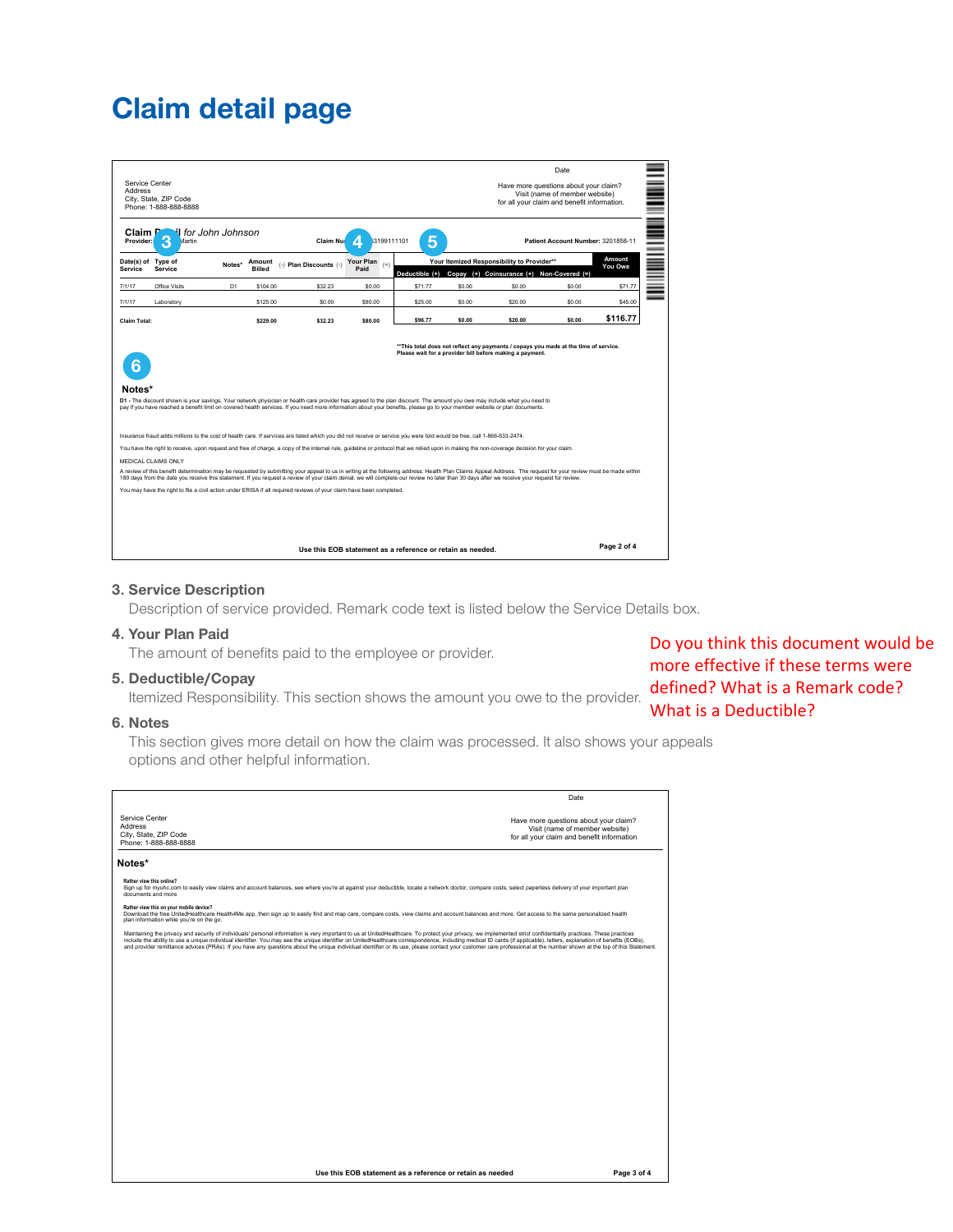# Claim detail page

Date

Service Center
Address
City, State, ZIP Code
Phone: 1-888-888-8888

Have more questions about your claim?
Visit (name of member website)
for all your claim and benefit information.

**Claim Detail** *for John Johnson* 3
**Provider:** Martin

**Claim Number:** 4 3199111101 5

**Patient Account Number:** 3201858-11

| Date(s) of Service | Type of Service | Notes* | Amount Billed | (-) Plan Discounts (-) | Your Plan Paid (=) | Your Itemized Responsibility to Provider** Deductible (+) | Copay (+) | Coinsurance (+) | Non-Covered (=) | Amount You Owe |
|---|---|---|---|---|---|---|---|---|---|---|
| 7/1/17 | Office Visits | D1 | $104.00 | $32.23 | $0.00 | $71.77 | $0.00 | $0.00 | $0.00 | $71.77 |
| 7/1/17 | Laboratory | | $125.00 | $0.00 | $80.00 | $25.00 | $0.00 | $20.00 | $0.00 | $45.00 |
| Claim Total: | | | $229.00 | $32.23 | $80.00 | $96.77 | $0.00 | $20.00 | $0.00 | $116.77 |

**This total does not reflect any payments / copays you made at the time of service. Please wait for a provider bill before making a payment.

6

**Notes***

**D1** - The discount shown is your savings. Your network physician or health care provider has agreed to the plan discount. The amount you owe may include what you need to pay if you have reached a benefit limit on covered health services. If you need more information about your benefits, please go to your member website or plan documents.

Insurance fraud adds millions to the cost of health care. If services are listed which you did not receive or service you were told would be free, call 1-866-633-2474.

You have the right to receive, upon request and free of charge, a copy of the internal rule, guideline or protocol that we relied upon in making the non-coverage decision for your claim.

MEDICAL CLAIMS ONLY

A review of this benefit determination may be requested by submitting your appeal to us in writing at the following address: Health Plan Claims Appeal Address. The request for your review must be made within 180 days from the date you receive this statement. If you request a review of your claim denial, we will complete our review no later than 30 days after we receive your request for review.

You may have the right to file a civil action under ERISA if all required reviews of your claim have been completed.

Use this EOB statement as a reference or retain as needed.

Page 2 of 4

### 3. Service Description

Description of service provided. Remark code text is listed below the Service Details box.

### 4. Your Plan Paid

The amount of benefits paid to the employee or provider.

### 5. Deductible/Copay

Itemized Responsibility. This section shows the amount you owe to the provider.

### 6. Notes

This section gives more detail on how the claim was processed. It also shows your appeals options and other helpful information.

Do you think this document would be more effective if these terms were defined? What is a Remark code? What is a Deductible?

Date

Service Center
Address
City, State, ZIP Code
Phone: 1-888-888-8888

Have more questions about your claim?
Visit (name of member website)
for all your claim and benefit information

**Notes***

**Rather view this online?**
Sign up for myuhc.com to easily view claims and account balances, see where you're at against your deductible, locate a network doctor, compare costs, select paperless delivery of your important plan documents and more.

**Rather view this on your mobile device?**
Download the free UnitedHealthcare Health4Me app, then sign up to easily find and map care, compare costs, view claims and account balances and more. Get access to the same personalized health plan information while you're on the go.

Maintaining the privacy and security of individuals' personal information is very important to us at UnitedHealthcare. To protect your privacy, we implemented strict confidentiality practices. These practices include the ability to use a unique individual identifier. You may see the unique identifier on UnitedHealthcare correspondence, including medical ID cards (if applicable), letters, explanation of benefits (EOBs), and provider remittance advices (PRAs). If you have any questions about the unique individual identifier or its use, please contact your customer care professional at the number shown at the top of this Statement.

Use this EOB statement as a reference or retain as needed

Page 3 of 4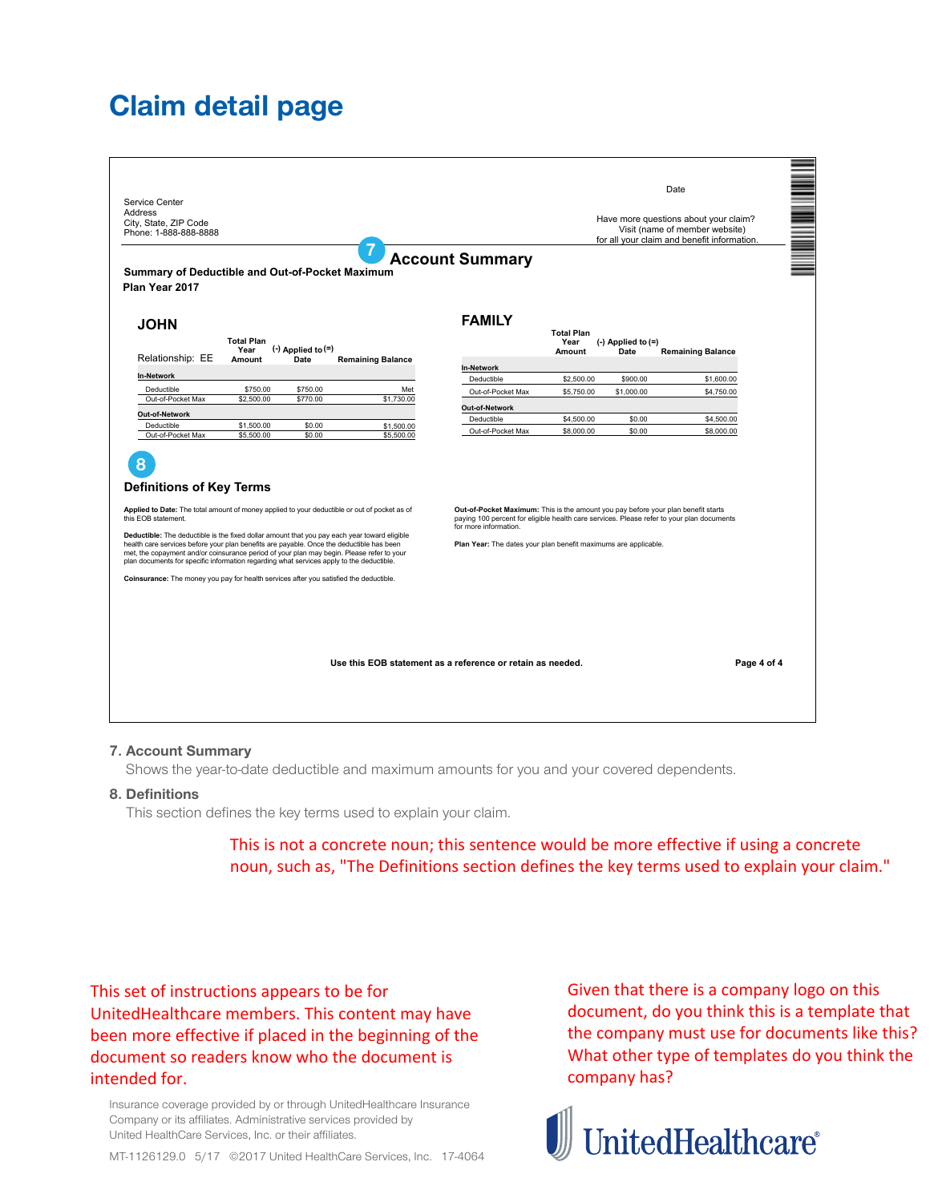# Claim detail page

Service Center
Address
City, State, ZIP Code
Phone: 1-888-888-8888

Date

Have more questions about your claim?
Visit (name of member website)
for all your claim and benefit information.

7

## Account Summary

**Summary of Deductible and Out-of-Pocket Maximum**

**Plan Year 2017**

### JOHN

Relationship: EE

| | Total Plan Year Amount | (-) Applied to Date | (=) Remaining Balance |
|---|---|---|---|
| **In-Network** | | | |
| Deductible | $750.00 | $750.00 | Met |
| Out-of-Pocket Max | $2,500.00 | $770.00 | $1,730.00 |
| **Out-of-Network** | | | |
| Deductible | $1,500.00 | $0.00 | $1,500.00 |
| Out-of-Pocket Max | $5,500.00 | $0.00 | $5,500.00 |

### FAMILY

| | Total Plan Year Amount | (-) Applied to Date | (=) Remaining Balance |
|---|---|---|---|
| **In-Network** | | | |
| Deductible | $2,500.00 | $900.00 | $1,600.00 |
| Out-of-Pocket Max | $5,750.00 | $1,000.00 | $4,750.00 |
| **Out-of-Network** | | | |
| Deductible | $4,500.00 | $0.00 | $4,500.00 |
| Out-of-Pocket Max | $8,000.00 | $0.00 | $8,000.00 |

8

### Definitions of Key Terms

**Applied to Date:** The total amount of money applied to your deductible or out of pocket as of this EOB statement.

**Deductible:** The deductible is the fixed dollar amount that you pay each year toward eligible health care services before your plan benefits are payable. Once the deductible has been met, the copayment and/or coinsurance period of your plan may begin. Please refer to your plan documents for specific information regarding what services apply to the deductible.

**Coinsurance:** The money you pay for health services after you satisfied the deductible.

**Out-of-Pocket Maximum:** This is the amount you pay before your plan benefit starts paying 100 percent for eligible health care services. Please refer to your plan documents for more information.

**Plan Year:** The dates your plan benefit maximums are applicable.

**Use this EOB statement as a reference or retain as needed.**

**7. Account Summary**
Shows the year-to-date deductible and maximum amounts for you and your covered dependents.

**8. Definitions**
This section defines the key terms used to explain your claim.

This is not a concrete noun; this sentence would be more effective if using a concrete noun, such as, "The Definitions section defines the key terms used to explain your claim."

This set of instructions appears to be for UnitedHealthcare members. This content may have been more effective if placed in the beginning of the document so readers know who the document is intended for.

Given that there is a company logo on this document, do you think this is a template that the company must use for documents like this? What other type of templates do you think the company has?

Insurance coverage provided by or through UnitedHealthcare Insurance Company or its affiliates. Administrative services provided by United HealthCare Services, Inc. or their affiliates.

MT-1126129.0 5/17 ©2017 United HealthCare Services, Inc. 17-4064

UnitedHealthcare®